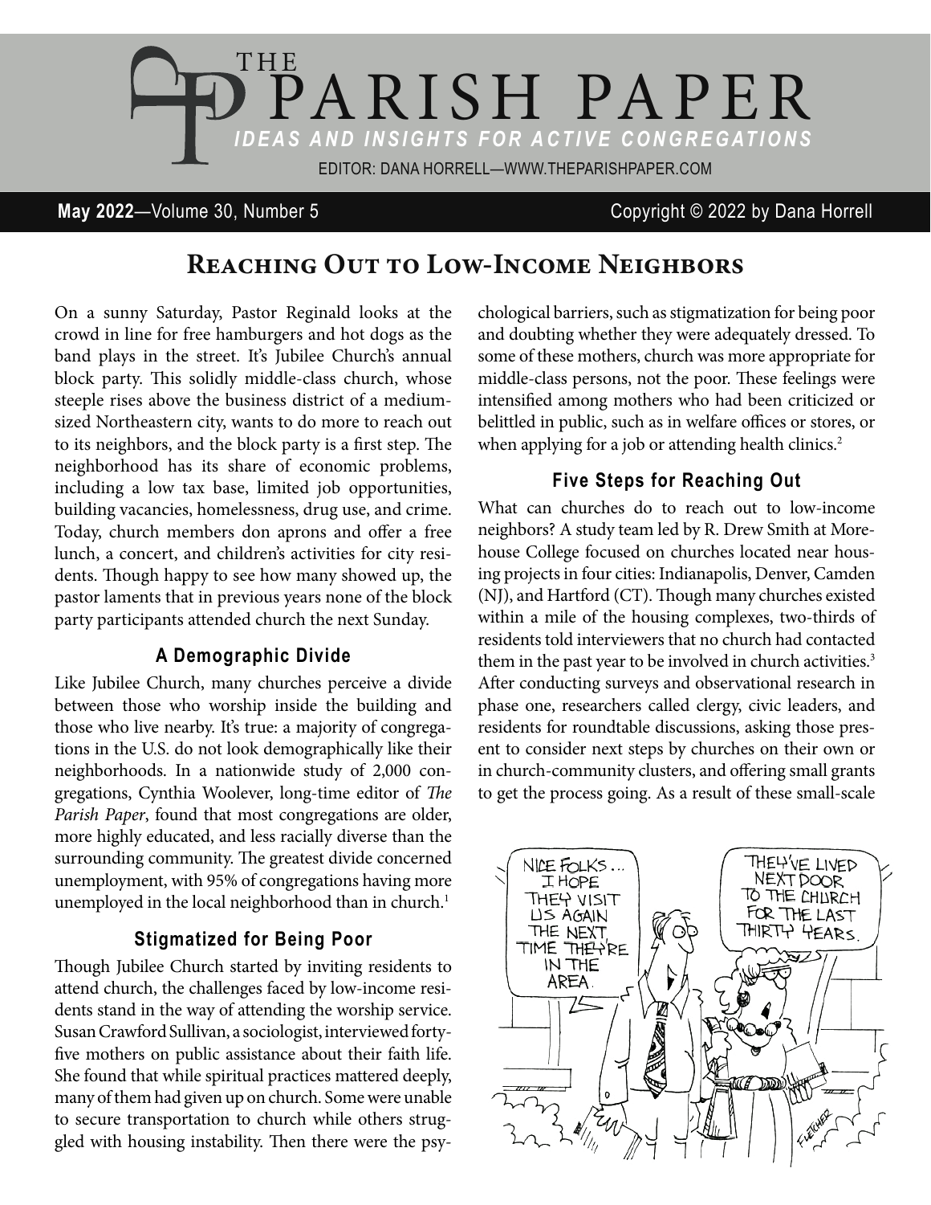# THE PARISH PAPER

*IDEAS AND INSIGHTS FOR ACTIVE CONGREGATIONS*

EDITOR: DANA HORRELL—WWW.THEPARISHPAPER.COM

**May 2022**—Volume 30, Number 5

Copyright © 2022 by Dana Horrell

## Reaching Out to Low-Income Neighbors

On a sunny Saturday, Pastor Reginald looks at the crowd in line for free hamburgers and hot dogs as the band plays in the street. It's Jubilee Church's annual block party. This solidly middle-class church, whose steeple rises above the business district of a medium-sized Northeastern city, wants to do more to reach out to its neighbors, and the block party is a first step. The neighborhood has its share of economic problems, including a low tax base, limited job opportunities, building vacancies, homelessness, drug use, and crime. Today, church members don aprons and offer a free lunch, a concert, and children's activities for city residents. Though happy to see how many showed up, the pastor laments that in previous years none of the block party participants attended church the next Sunday.

### A Demographic Divide

Like Jubilee Church, many churches perceive a divide between those who worship inside the building and those who live nearby. It's true: a majority of congregations in the U.S. do not look demographically like their neighborhoods. In a nationwide study of 2,000 congregations, Cynthia Woolever, long-time editor of *The Parish Paper*, found that most congregations are older, more highly educated, and less racially diverse than the surrounding community. The greatest divide concerned unemployment, with 95% of congregations having more unemployed in the local neighborhood than in church.[1]

### Stigmatized for Being Poor

Though Jubilee Church started by inviting residents to attend church, the challenges faced by low-income residents stand in the way of attending the worship service. Susan Crawford Sullivan, a sociologist, interviewed forty-five mothers on public assistance about their faith life. She found that while spiritual practices mattered deeply, many of them had given up on church. Some were unable to secure transportation to church while others struggled with housing instability. Then there were the psychological barriers, such as stigmatization for being poor and doubting whether they were adequately dressed. To some of these mothers, church was more appropriate for middle-class persons, not the poor. These feelings were intensified among mothers who had been criticized or belittled in public, such as in welfare offices or stores, or when applying for a job or attending health clinics.[2]

### Five Steps for Reaching Out

What can churches do to reach out to low-income neighbors? A study team led by R. Drew Smith at Morehouse College focused on churches located near housing projects in four cities: Indianapolis, Denver, Camden (NJ), and Hartford (CT). Though many churches existed within a mile of the housing complexes, two-thirds of residents told interviewers that no church had contacted them in the past year to be involved in church activities.[3] After conducting surveys and observational research in phase one, researchers called clergy, civic leaders, and residents for roundtable discussions, asking those present to consider next steps by churches on their own or in church-community clusters, and offering small grants to get the process going. As a result of these small-scale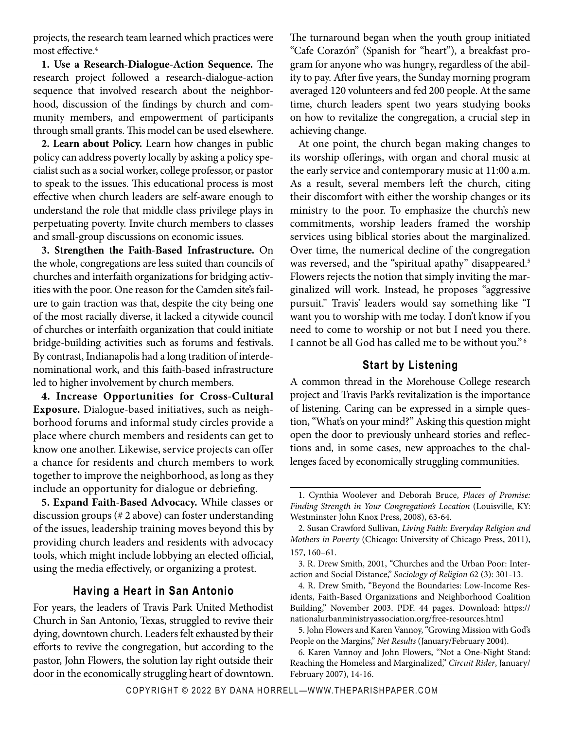projects, the research team learned which practices were most effective.[4]

**1. Use a Research-Dialogue-Action Sequence.** The research project followed a research-dialogue-action sequence that involved research about the neighborhood, discussion of the findings by church and community members, and empowerment of participants through small grants. This model can be used elsewhere.

**2. Learn about Policy.** Learn how changes in public policy can address poverty locally by asking a policy specialist such as a social worker, college professor, or pastor to speak to the issues. This educational process is most effective when church leaders are self-aware enough to understand the role that middle class privilege plays in perpetuating poverty. Invite church members to classes and small-group discussions on economic issues.

**3. Strengthen the Faith-Based Infrastructure.** On the whole, congregations are less suited than councils of churches and interfaith organizations for bridging activities with the poor. One reason for the Camden site's failure to gain traction was that, despite the city being one of the most racially diverse, it lacked a citywide council of churches or interfaith organization that could initiate bridge-building activities such as forums and festivals. By contrast, Indianapolis had a long tradition of interdenominational work, and this faith-based infrastructure led to higher involvement by church members.

**4. Increase Opportunities for Cross-Cultural Exposure.** Dialogue-based initiatives, such as neighborhood forums and informal study circles provide a place where church members and residents can get to know one another. Likewise, service projects can offer a chance for residents and church members to work together to improve the neighborhood, as long as they include an opportunity for dialogue or debriefing.

**5. Expand Faith-Based Advocacy.** While classes or discussion groups (# 2 above) can foster understanding of the issues, leadership training moves beyond this by providing church leaders and residents with advocacy tools, which might include lobbying an elected official, using the media effectively, or organizing a protest.

## Having a Heart in San Antonio

For years, the leaders of Travis Park United Methodist Church in San Antonio, Texas, struggled to revive their dying, downtown church. Leaders felt exhausted by their efforts to revive the congregation, but according to the pastor, John Flowers, the solution lay right outside their door in the economically struggling heart of downtown.

The turnaround began when the youth group initiated "Cafe Corazón" (Spanish for "heart"), a breakfast program for anyone who was hungry, regardless of the ability to pay. After five years, the Sunday morning program averaged 120 volunteers and fed 200 people. At the same time, church leaders spent two years studying books on how to revitalize the congregation, a crucial step in achieving change.

At one point, the church began making changes to its worship offerings, with organ and choral music at the early service and contemporary music at 11:00 a.m. As a result, several members left the church, citing their discomfort with either the worship changes or its ministry to the poor. To emphasize the church's new commitments, worship leaders framed the worship services using biblical stories about the marginalized. Over time, the numerical decline of the congregation was reversed, and the "spiritual apathy" disappeared.[5] Flowers rejects the notion that simply inviting the marginalized will work. Instead, he proposes "aggressive pursuit." Travis' leaders would say something like "I want you to worship with me today. I don't know if you need to come to worship or not but I need you there. I cannot be all God has called me to be without you."[6]

## Start by Listening

A common thread in the Morehouse College research project and Travis Park's revitalization is the importance of listening. Caring can be expressed in a simple question, "What's on your mind?" Asking this question might open the door to previously unheard stories and reflections and, in some cases, new approaches to the challenges faced by economically struggling communities.

---

1. Cynthia Woolever and Deborah Bruce, *Places of Promise: Finding Strength in Your Congregation's Location* (Louisville, KY: Westminster John Knox Press, 2008), 63-64.

2. Susan Crawford Sullivan, *Living Faith: Everyday Religion and Mothers in Poverty* (Chicago: University of Chicago Press, 2011), 157, 160–61.

3. R. Drew Smith, 2001, "Churches and the Urban Poor: Interaction and Social Distance," *Sociology of Religion* 62 (3): 301-13.

4. R. Drew Smith, "Beyond the Boundaries: Low-Income Residents, Faith-Based Organizations and Neighborhood Coalition Building," November 2003. PDF. 44 pages. Download: https://nationalurbanministryassociation.org/free-resources.html

5. John Flowers and Karen Vannoy, "Growing Mission with God's People on the Margins," *Net Results* (January/February 2004).

6. Karen Vannoy and John Flowers, "Not a One-Night Stand: Reaching the Homeless and Marginalized," *Circuit Rider*, January/February 2007), 14-16.

COPYRIGHT © 2022 BY DANA HORRELL—WWW.THEPARISHPAPER.COM